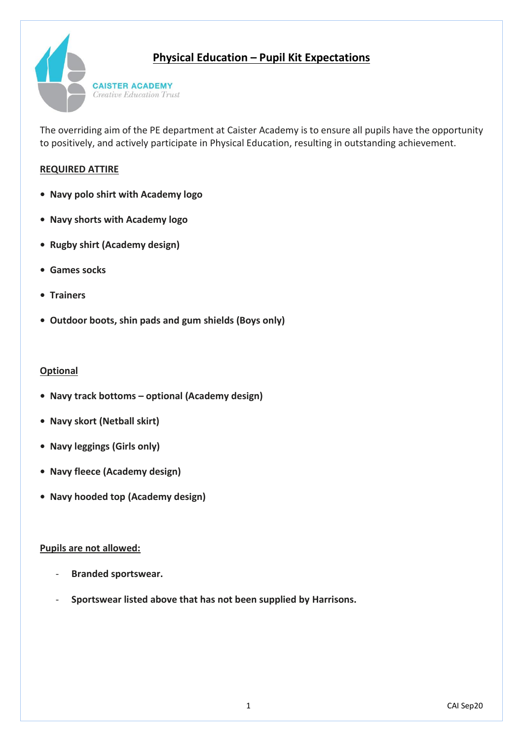CAISTER ACADEMY
*Creative Education Trust*

# Physical Education – Pupil Kit Expectations

The overriding aim of the PE department at Caister Academy is to ensure all pupils have the opportunity to positively, and actively participate in Physical Education, resulting in outstanding achievement.

## REQUIRED ATTIRE

- **Navy polo shirt with Academy logo**
- **Navy shorts with Academy logo**
- **Rugby shirt (Academy design)**
- **Games socks**
- **Trainers**
- **Outdoor boots, shin pads and gum shields (Boys only)**

## Optional

- **Navy track bottoms – optional (Academy design)**
- **Navy skort (Netball skirt)**
- **Navy leggings (Girls only)**
- **Navy fleece (Academy design)**
- **Navy hooded top (Academy design)**

## Pupils are not allowed:

- **Branded sportswear.**
- **Sportswear listed above that has not been supplied by Harrisons.**

CAI Sep20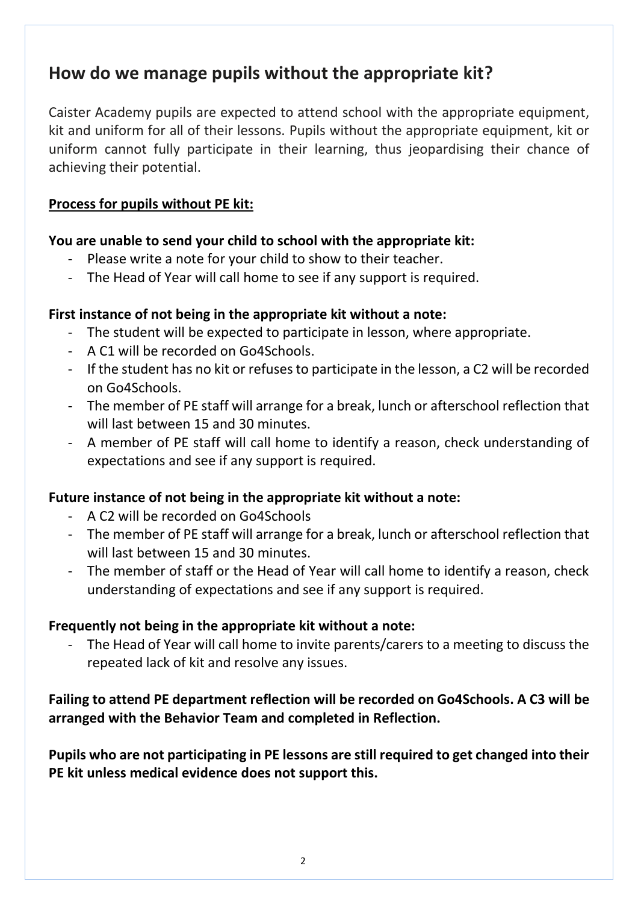## How do we manage pupils without the appropriate kit?

Caister Academy pupils are expected to attend school with the appropriate equipment, kit and uniform for all of their lessons. Pupils without the appropriate equipment, kit or uniform cannot fully participate in their learning, thus jeopardising their chance of achieving their potential.

**<u>Process for pupils without PE kit:</u>**

**You are unable to send your child to school with the appropriate kit:**

- Please write a note for your child to show to their teacher.
- The Head of Year will call home to see if any support is required.

**First instance of not being in the appropriate kit without a note:**

- The student will be expected to participate in lesson, where appropriate.
- A C1 will be recorded on Go4Schools.
- If the student has no kit or refuses to participate in the lesson, a C2 will be recorded on Go4Schools.
- The member of PE staff will arrange for a break, lunch or afterschool reflection that will last between 15 and 30 minutes.
- A member of PE staff will call home to identify a reason, check understanding of expectations and see if any support is required.

**Future instance of not being in the appropriate kit without a note:**

- A C2 will be recorded on Go4Schools
- The member of PE staff will arrange for a break, lunch or afterschool reflection that will last between 15 and 30 minutes.
- The member of staff or the Head of Year will call home to identify a reason, check understanding of expectations and see if any support is required.

**Frequently not being in the appropriate kit without a note:**

- The Head of Year will call home to invite parents/carers to a meeting to discuss the repeated lack of kit and resolve any issues.

**Failing to attend PE department reflection will be recorded on Go4Schools. A C3 will be arranged with the Behavior Team and completed in Reflection.**

**Pupils who are not participating in PE lessons are still required to get changed into their PE kit unless medical evidence does not support this.**